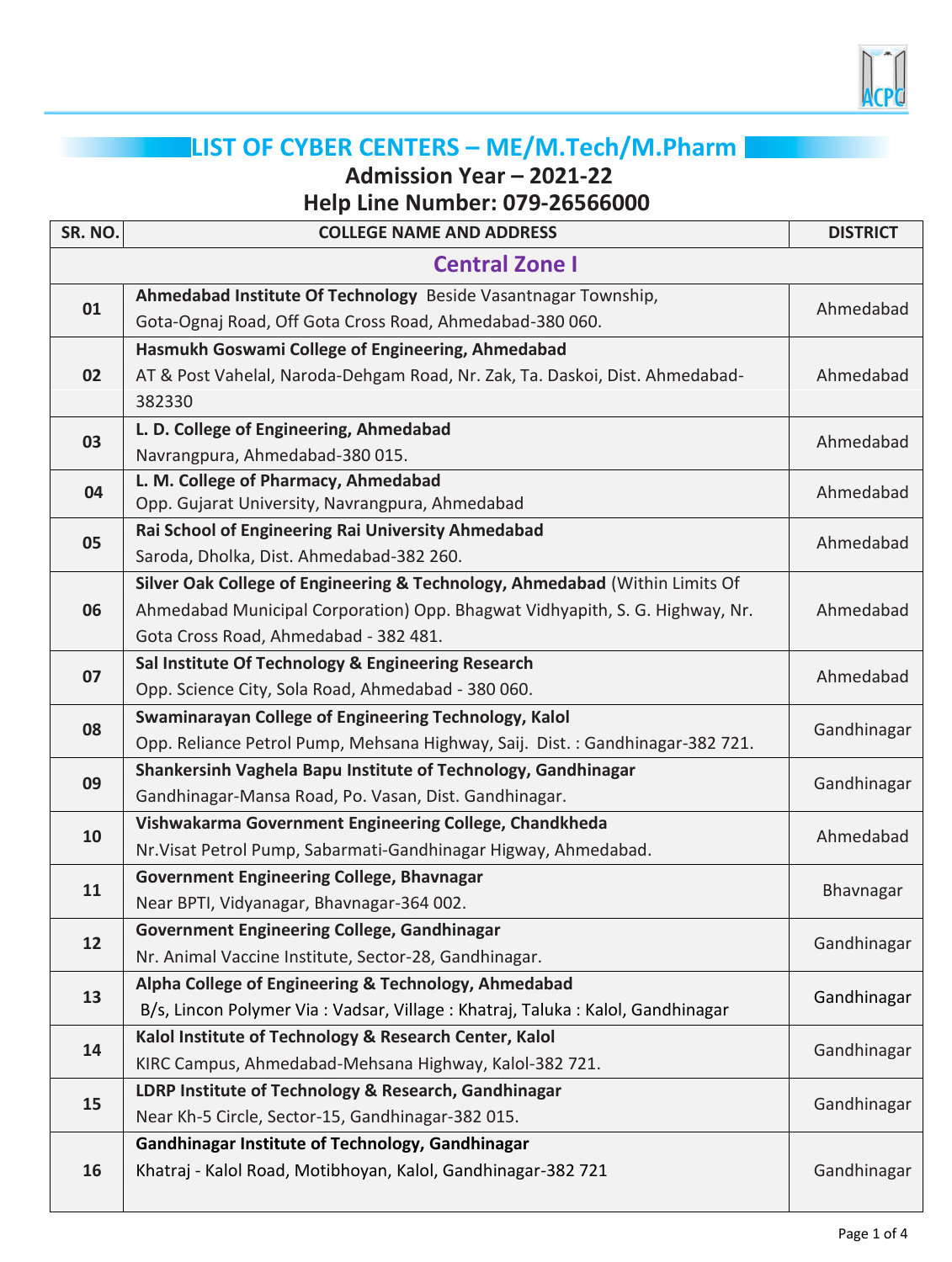# LIST OF CYBER CENTERS – ME/M.Tech/M.Pharm

## Admission Year – 2021-22

## Help Line Number: 079-26566000

| SR. NO. | COLLEGE NAME AND ADDRESS | DISTRICT |
|---|---|---|
| **Central Zone I** | | |
| 01 | **Ahmedabad Institute Of Technology** Beside Vasantnagar Township, Gota-Ognaj Road, Off Gota Cross Road, Ahmedabad-380 060. | Ahmedabad |
| 02 | **Hasmukh Goswami College of Engineering, Ahmedabad** AT & Post Vahelal, Naroda-Dehgam Road, Nr. Zak, Ta. Daskoi, Dist. Ahmedabad-382330 | Ahmedabad |
| 03 | **L. D. College of Engineering, Ahmedabad** Navrangpura, Ahmedabad-380 015. | Ahmedabad |
| 04 | **L. M. College of Pharmacy, Ahmedabad** Opp. Gujarat University, Navrangpura, Ahmedabad | Ahmedabad |
| 05 | **Rai School of Engineering Rai University Ahmedabad** Saroda, Dholka, Dist. Ahmedabad-382 260. | Ahmedabad |
| 06 | **Silver Oak College of Engineering & Technology, Ahmedabad** (Within Limits Of Ahmedabad Municipal Corporation) Opp. Bhagwat Vidhyapith, S. G. Highway, Nr. Gota Cross Road, Ahmedabad - 382 481. | Ahmedabad |
| 07 | **Sal Institute Of Technology & Engineering Research** Opp. Science City, Sola Road, Ahmedabad - 380 060. | Ahmedabad |
| 08 | **Swaminarayan College of Engineering Technology, Kalol** Opp. Reliance Petrol Pump, Mehsana Highway, Saij. Dist. : Gandhinagar-382 721. | Gandhinagar |
| 09 | **Shankersinh Vaghela Bapu Institute of Technology, Gandhinagar** Gandhinagar-Mansa Road, Po. Vasan, Dist. Gandhinagar. | Gandhinagar |
| 10 | **Vishwakarma Government Engineering College, Chandkheda** Nr.Visat Petrol Pump, Sabarmati-Gandhinagar Higway, Ahmedabad. | Ahmedabad |
| 11 | **Government Engineering College, Bhavnagar** Near BPTI, Vidyanagar, Bhavnagar-364 002. | Bhavnagar |
| 12 | **Government Engineering College, Gandhinagar** Nr. Animal Vaccine Institute, Sector-28, Gandhinagar. | Gandhinagar |
| 13 | **Alpha College of Engineering & Technology, Ahmedabad** B/s, Lincon Polymer Via : Vadsar, Village : Khatraj, Taluka : Kalol, Gandhinagar | Gandhinagar |
| 14 | **Kalol Institute of Technology & Research Center, Kalol** KIRC Campus, Ahmedabad-Mehsana Highway, Kalol-382 721. | Gandhinagar |
| 15 | **LDRP Institute of Technology & Research, Gandhinagar** Near Kh-5 Circle, Sector-15, Gandhinagar-382 015. | Gandhinagar |
| 16 | **Gandhinagar Institute of Technology, Gandhinagar** Khatraj - Kalol Road, Motibhoyan, Kalol, Gandhinagar-382 721 | Gandhinagar |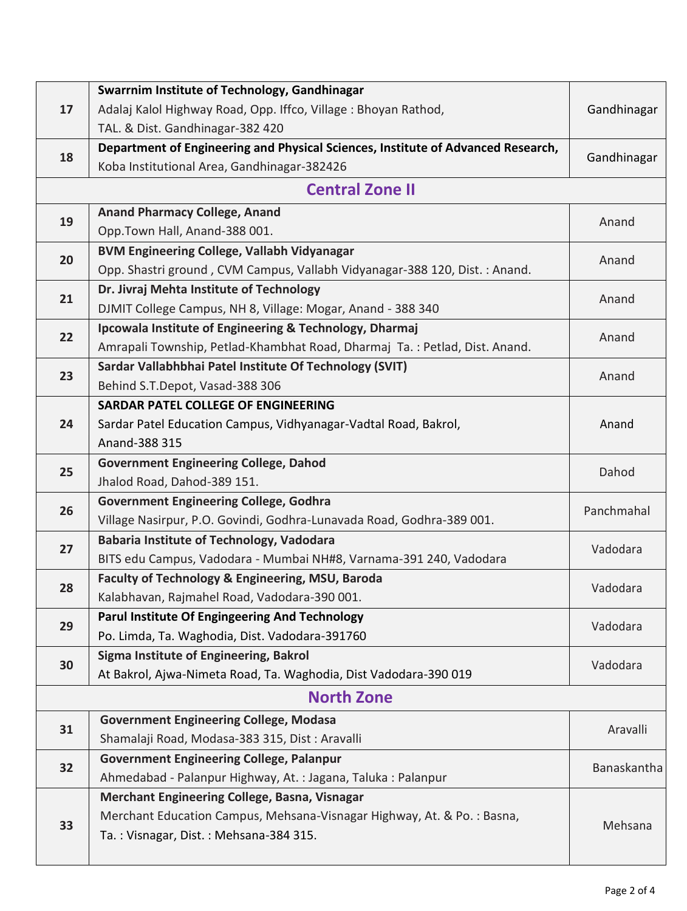| | | |
|---|---|---|
| 17 | **Swarrnim Institute of Technology, Gandhinagar**<br>Adalaj Kalol Highway Road, Opp. Iffco, Village : Bhoyan Rathod,<br>TAL. & Dist. Gandhinagar-382 420 | Gandhinagar |
| 18 | **Department of Engineering and Physical Sciences, Institute of Advanced Research,**<br>Koba Institutional Area, Gandhinagar-382426 | Gandhinagar |
| | **Central Zone II** | |
| 19 | **Anand Pharmacy College, Anand**<br>Opp.Town Hall, Anand-388 001. | Anand |
| 20 | **BVM Engineering College, Vallabh Vidyanagar**<br>Opp. Shastri ground , CVM Campus, Vallabh Vidyanagar-388 120, Dist. : Anand. | Anand |
| 21 | **Dr. Jivraj Mehta Institute of Technology**<br>DJMIT College Campus, NH 8, Village: Mogar, Anand - 388 340 | Anand |
| 22 | **Ipcowala Institute of Engineering & Technology, Dharmaj**<br>Amrapali Township, Petlad-Khambhat Road, Dharmaj Ta. : Petlad, Dist. Anand. | Anand |
| 23 | **Sardar Vallabhbhai Patel Institute Of Technology (SVIT)**<br>Behind S.T.Depot, Vasad-388 306 | Anand |
| 24 | **SARDAR PATEL COLLEGE OF ENGINEERING**<br>Sardar Patel Education Campus, Vidhyanagar-Vadtal Road, Bakrol,<br>Anand-388 315 | Anand |
| 25 | **Government Engineering College, Dahod**<br>Jhalod Road, Dahod-389 151. | Dahod |
| 26 | **Government Engineering College, Godhra**<br>Village Nasirpur, P.O. Govindi, Godhra-Lunavada Road, Godhra-389 001. | Panchmahal |
| 27 | **Babaria Institute of Technology, Vadodara**<br>BITS edu Campus, Vadodara - Mumbai NH#8, Varnama-391 240, Vadodara | Vadodara |
| 28 | **Faculty of Technology & Engineering, MSU, Baroda**<br>Kalabhavan, Rajmahel Road, Vadodara-390 001. | Vadodara |
| 29 | **Parul Institute Of Engingeering And Technology**<br>Po. Limda, Ta. Waghodia, Dist. Vadodara-391760 | Vadodara |
| 30 | **Sigma Institute of Engineering, Bakrol**<br>At Bakrol, Ajwa-Nimeta Road, Ta. Waghodia, Dist Vadodara-390 019 | Vadodara |
| | **North Zone** | |
| 31 | **Government Engineering College, Modasa**<br>Shamalaji Road, Modasa-383 315, Dist : Aravalli | Aravalli |
| 32 | **Government Engineering College, Palanpur**<br>Ahmedabad - Palanpur Highway, At. : Jagana, Taluka : Palanpur | Banaskantha |
| 33 | **Merchant Engineering College, Basna, Visnagar**<br>Merchant Education Campus, Mehsana-Visnagar Highway, At. & Po. : Basna,<br>Ta. : Visnagar, Dist. : Mehsana-384 315. | Mehsana |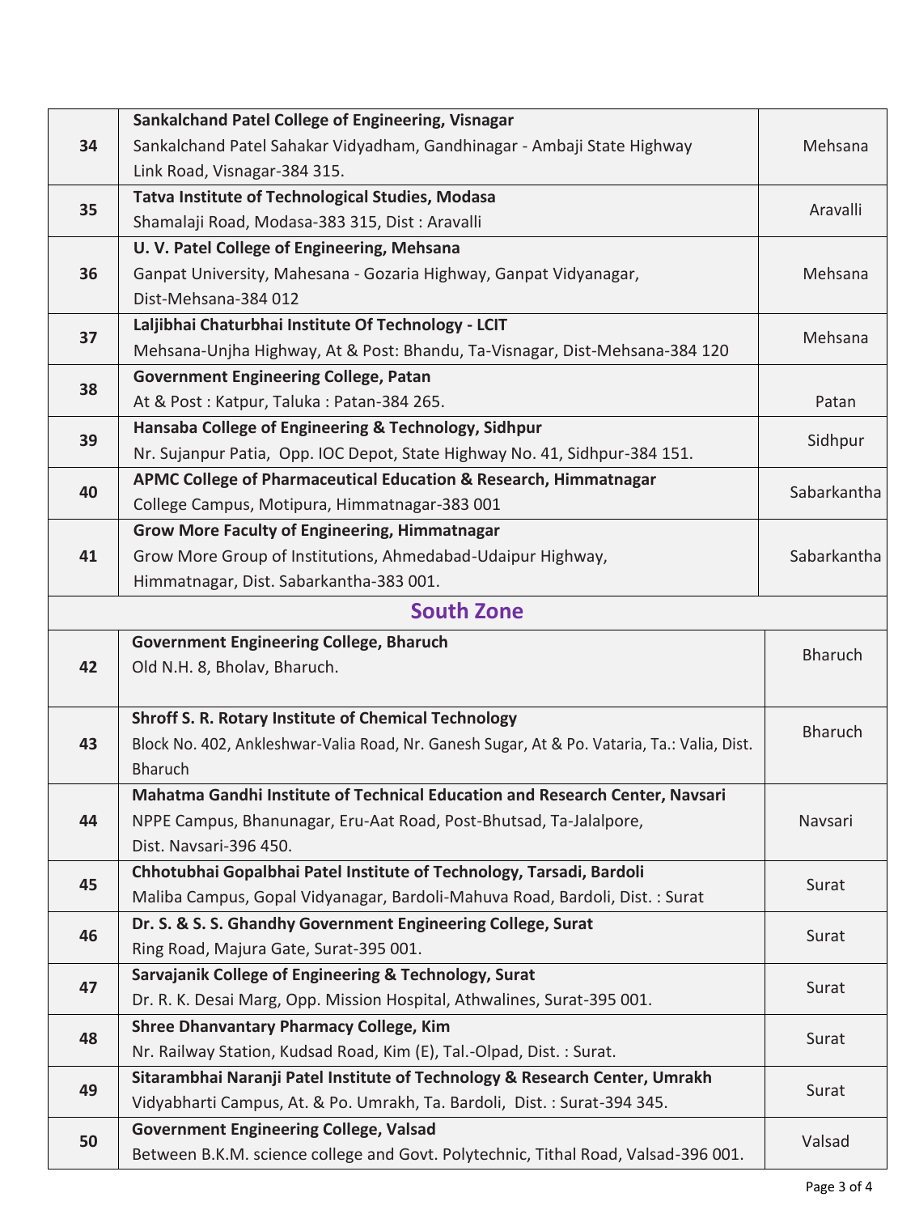| | | |
|---|---|---|
| 34 | **Sankalchand Patel College of Engineering, Visnagar**<br>Sankalchand Patel Sahakar Vidyadham, Gandhinagar - Ambaji State Highway Link Road, Visnagar-384 315. | Mehsana |
| 35 | **Tatva Institute of Technological Studies, Modasa**<br>Shamalaji Road, Modasa-383 315, Dist : Aravalli | Aravalli |
| 36 | **U. V. Patel College of Engineering, Mehsana**<br>Ganpat University, Mahesana - Gozaria Highway, Ganpat Vidyanagar, Dist-Mehsana-384 012 | Mehsana |
| 37 | **Laljibhai Chaturbhai Institute Of Technology - LCIT**<br>Mehsana-Unjha Highway, At & Post: Bhandu, Ta-Visnagar, Dist-Mehsana-384 120 | Mehsana |
| 38 | **Government Engineering College, Patan**<br>At & Post : Katpur, Taluka : Patan-384 265. | Patan |
| 39 | **Hansaba College of Engineering & Technology, Sidhpur**<br>Nr. Sujanpur Patia, Opp. IOC Depot, State Highway No. 41, Sidhpur-384 151. | Sidhpur |
| 40 | **APMC College of Pharmaceutical Education & Research, Himmatnagar**<br>College Campus, Motipura, Himmatnagar-383 001 | Sabarkantha |
| 41 | **Grow More Faculty of Engineering, Himmatnagar**<br>Grow More Group of Institutions, Ahmedabad-Udaipur Highway, Himmatnagar, Dist. Sabarkantha-383 001. | Sabarkantha |
| | **South Zone** | |
| 42 | **Government Engineering College, Bharuch**<br>Old N.H. 8, Bholav, Bharuch. | Bharuch |
| 43 | **Shroff S. R. Rotary Institute of Chemical Technology**<br>Block No. 402, Ankleshwar-Valia Road, Nr. Ganesh Sugar, At & Po. Vataria, Ta.: Valia, Dist. Bharuch | Bharuch |
| 44 | **Mahatma Gandhi Institute of Technical Education and Research Center, Navsari**<br>NPPE Campus, Bhanunagar, Eru-Aat Road, Post-Bhutsad, Ta-Jalalpore, Dist. Navsari-396 450. | Navsari |
| 45 | **Chhotubhai Gopalbhai Patel Institute of Technology, Tarsadi, Bardoli**<br>Maliba Campus, Gopal Vidyanagar, Bardoli-Mahuva Road, Bardoli, Dist. : Surat | Surat |
| 46 | **Dr. S. & S. S. Ghandhy Government Engineering College, Surat**<br>Ring Road, Majura Gate, Surat-395 001. | Surat |
| 47 | **Sarvajanik College of Engineering & Technology, Surat**<br>Dr. R. K. Desai Marg, Opp. Mission Hospital, Athwalines, Surat-395 001. | Surat |
| 48 | **Shree Dhanvantary Pharmacy College, Kim**<br>Nr. Railway Station, Kudsad Road, Kim (E), Tal.-Olpad, Dist. : Surat. | Surat |
| 49 | **Sitarambhai Naranji Patel Institute of Technology & Research Center, Umrakh**<br>Vidyabharti Campus, At. & Po. Umrakh, Ta. Bardoli, Dist. : Surat-394 345. | Surat |
| 50 | **Government Engineering College, Valsad**<br>Between B.K.M. science college and Govt. Polytechnic, Tithal Road, Valsad-396 001. | Valsad |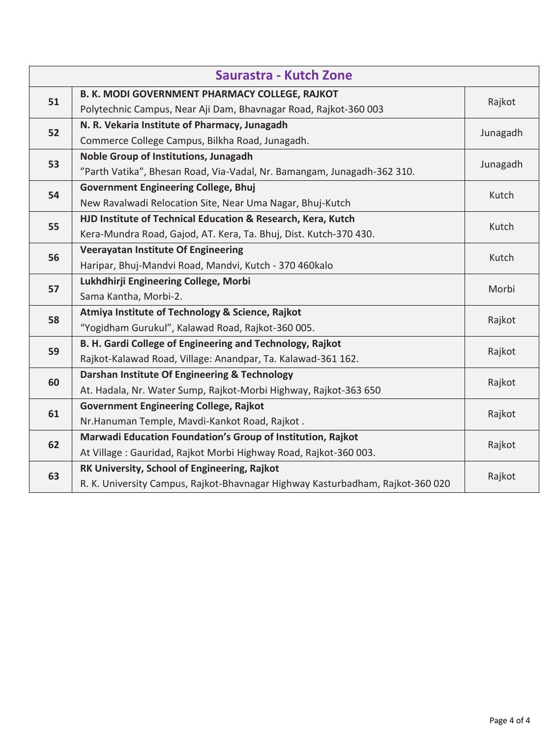| Saurastra - Kutch Zone | | |
|---|---|---|
| 51 | **B. K. MODI GOVERNMENT PHARMACY COLLEGE, RAJKOT**<br>Polytechnic Campus, Near Aji Dam, Bhavnagar Road, Rajkot-360 003 | Rajkot |
| 52 | **N. R. Vekaria Institute of Pharmacy, Junagadh**<br>Commerce College Campus, Bilkha Road, Junagadh. | Junagadh |
| 53 | **Noble Group of Institutions, Junagadh**<br>”Parth Vatika”, Bhesan Road, Via-Vadal, Nr. Bamangam, Junagadh-362 310. | Junagadh |
| 54 | **Government Engineering College, Bhuj**<br>New Ravalwadi Relocation Site, Near Uma Nagar, Bhuj-Kutch | Kutch |
| 55 | **HJD Institute of Technical Education & Research, Kera, Kutch**<br>Kera-Mundra Road, Gajod, AT. Kera, Ta. Bhuj, Dist. Kutch-370 430. | Kutch |
| 56 | **Veerayatan Institute Of Engineering**<br>Haripar, Bhuj-Mandvi Road, Mandvi, Kutch - 370 460kalo | Kutch |
| 57 | **Lukhdhirji Engineering College, Morbi**<br>Sama Kantha, Morbi-2. | Morbi |
| 58 | **Atmiya Institute of Technology & Science, Rajkot**<br>“Yogidham Gurukul”, Kalawad Road, Rajkot-360 005. | Rajkot |
| 59 | **B. H. Gardi College of Engineering and Technology, Rajkot**<br>Rajkot-Kalawad Road, Village: Anandpar, Ta. Kalawad-361 162. | Rajkot |
| 60 | **Darshan Institute Of Engineering & Technology**<br>At. Hadala, Nr. Water Sump, Rajkot-Morbi Highway, Rajkot-363 650 | Rajkot |
| 61 | **Government Engineering College, Rajkot**<br>Nr.Hanuman Temple, Mavdi-Kankot Road, Rajkot . | Rajkot |
| 62 | **Marwadi Education Foundation’s Group of Institution, Rajkot**<br>At Village : Gauridad, Rajkot Morbi Highway Road, Rajkot-360 003. | Rajkot |
| 63 | **RK University, School of Engineering, Rajkot**<br>R. K. University Campus, Rajkot-Bhavnagar Highway Kasturbadham, Rajkot-360 020 | Rajkot |